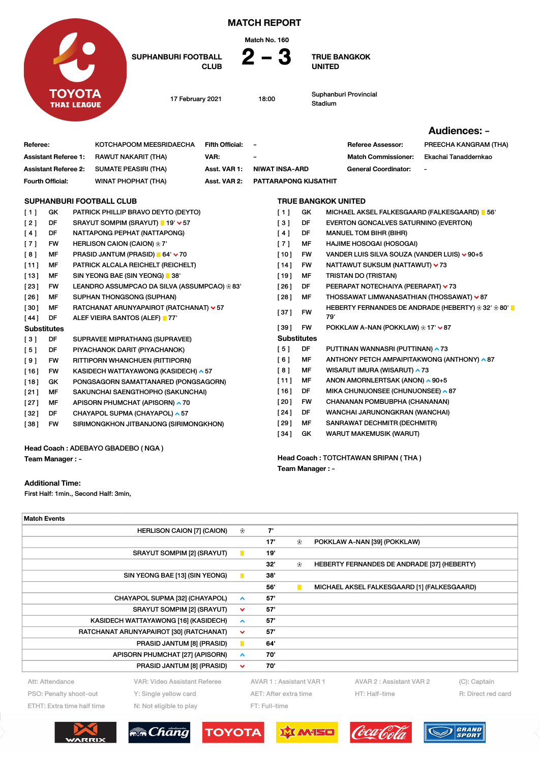# MATCH REPORT

Match No. 160

**SUPHANBURI FOOTBALL CLUB 2 – 3 TRUE BANGKOK UNITED**

17 February 2021 | 18:00 | Suphanburi Provincial Stadium

**Audiences: -**

| | | | | | |
|---|---|---|---|---|---|
| **Referee:** | KOTCHAPOOM MEESRIDAECHA | **Fifth Official:** | - | **Referee Assessor:** | PREECHA KANGRAM (THA) |
| **Assistant Referee 1:** | RAWUT NAKARIT (THA) | **VAR:** | - | **Match Commissioner:** | Ekachai Tanaddernkao |
| **Assistant Referee 2:** | SUMATE PEASIRI (THA) | **Asst. VAR 1:** | NIWAT INSA-ARD | **General Coordinator:** | - |
| **Fourth Official:** | WINAT PHOPHAT (THA) | **Asst. VAR 2:** | PATTARAPONG KIJSATHIT | | |

## SUPHANBURI FOOTBALL CLUB

| No. | Pos | Player |
|---|---|---|
| [ 1 ] | GK | PATRICK PHILLIP BRAVO DEYTO (DEYTO) |
| [ 2 ] | DF | SRAYUT SOMPIM (SRAYUT) 19' (yellow card) 57 (off) |
| [ 4 ] | DF | NATTAPONG PEPHAT (NATTAPONG) |
| [ 7 ] | FW | HERLISON CAION (CAION) (goal) 7' |
| [ 8 ] | MF | PRASID JANTUM (PRASID) 64' (yellow card) 70 (off) |
| [11] | MF | PATRICK ALCALA REICHELT (REICHELT) |
| [13] | MF | SIN YEONG BAE (SIN YEONG) 38' (yellow card) |
| [23] | FW | LEANDRO ASSUMPCAO DA SILVA (ASSUMPCAO) (goal) 83' |
| [26] | MF | SUPHAN THONGSONG (SUPHAN) |
| [30] | MF | RATCHANAT ARUNYAPAIROT (RATCHANAT) 57 (off) |
| [44] | DF | ALEF VIEIRA SANTOS (ALEF) 77' (yellow card) |

**Substitutes**

| No. | Pos | Player |
|---|---|---|
| [ 3 ] | DF | SUPRAVEE MIPRATHANG (SUPRAVEE) |
| [ 5 ] | DF | PIYACHANOK DARIT (PIYACHANOK) |
| [ 9 ] | FW | RITTIPORN WHANCHUEN (RITTIPORN) |
| [16] | FW | KASIDECH WATTAYAWONG (KASIDECH) 57 (on) |
| [18] | GK | PONGSAGORN SAMATTANARED (PONGSAGORN) |
| [21] | MF | SAKUNCHAI SAENGTHOPHO (SAKUNCHAI) |
| [27] | MF | APISORN PHUMCHAT (APISORN) 70 (on) |
| [32] | DF | CHAYAPOL SUPMA (CHAYAPOL) 57 (on) |
| [38] | FW | SIRIMONGKHON JITBANJONG (SIRIMONGKHON) |

Head Coach : ADEBAYO GBADEBO ( NGA )
Team Manager : -

## TRUE BANGKOK UNITED

| No. | Pos | Player |
|---|---|---|
| [ 1 ] | GK | MICHAEL AKSEL FALKESGAARD (FALKESGAARD) 56' (yellow card) |
| [ 3 ] | DF | EVERTON GONCALVES SATURNINO (EVERTON) |
| [ 4 ] | DF | MANUEL TOM BIHR (BIHR) |
| [ 7 ] | MF | HAJIME HOSOGAI (HOSOGAI) |
| [10] | FW | VANDER LUIS SILVA SOUZA (VANDER LUIS) 90+5 (off) |
| [14] | FW | NATTAWUT SUKSUM (NATTAWUT) 73 (off) |
| [19] | MF | TRISTAN DO (TRISTAN) |
| [26] | DF | PEERAPAT NOTECHAIYA (PEERAPAT) 73 (off) |
| [28] | MF | THOSSAWAT LIMWANASATHIAN (THOSSAWAT) 87 (off) |
| [37] | FW | HEBERTY FERNANDES DE ANDRADE (HEBERTY) (goal) 32' (goal) 80' (yellow card) 79' |
| [39] | FW | POKKLAW A-NAN (POKKLAW) (goal) 17' 87 (off) |

**Substitutes**

| No. | Pos | Player |
|---|---|---|
| [ 5 ] | DF | PUTTINAN WANNASRI (PUTTINAN) 73 (on) |
| [ 6 ] | MF | ANTHONY PETCH AMPAIPITAKWONG (ANTHONY) 87 (on) |
| [ 8 ] | MF | WISARUT IMURA (WISARUT) 73 (on) |
| [11] | MF | ANON AMORNLERTSAK (ANON) 90+5 (on) |
| [16] | DF | MIKA CHUNUONSEE (CHUNUONSEE) 87 (on) |
| [20] | FW | CHANANAN POMBUBPHA (CHANANAN) |
| [24] | DF | WANCHAI JARUNONGKRAN (WANCHAI) |
| [29] | MF | SANRAWAT DECHMITR (DECHMITR) |
| [34] | GK | WARUT MAKEMUSIK (WARUT) |

Head Coach : TOTCHTAWAN SRIPAN ( THA )
Team Manager : -

**Additional Time:**
First Half: 1min., Second Half: 3min,

## Match Events

| Suphanburi | Event | Minute | Event | True Bangkok United |
|---|---|---|---|---|
| HERLISON CAION [7] (CAION) | Goal | 7' | | |
| | | 17' | Goal | POKKLAW A-NAN [39] (POKKLAW) |
| SRAYUT SOMPIM [2] (SRAYUT) | Yellow card | 19' | | |
| | | 32' | Goal | HEBERTY FERNANDES DE ANDRADE [37] (HEBERTY) |
| SIN YEONG BAE [13] (SIN YEONG) | Yellow card | 38' | | |
| | | 56' | Yellow card | MICHAEL AKSEL FALKESGAARD [1] (FALKESGAARD) |
| CHAYAPOL SUPMA [32] (CHAYAPOL) | Sub in | 57' | | |
| SRAYUT SOMPIM [2] (SRAYUT) | Sub out | 57' | | |
| KASIDECH WATTAYAWONG [16] (KASIDECH) | Sub in | 57' | | |
| RATCHANAT ARUNYAPAIROT [30] (RATCHANAT) | Sub out | 57' | | |
| PRASID JANTUM [8] (PRASID) | Yellow card | 64' | | |
| APISORN PHUMCHAT [27] (APISORN) | Sub in | 70' | | |
| PRASID JANTUM [8] (PRASID) | Sub out | 70' | | |

Att: Attendance | VAR: Video Assistant Referee | AVAR 1 : Assistant VAR 1 | AVAR 2 : Assistant VAR 2 | (C): Captain
PSO: Penalty shoot-out | Y: Single yellow card | AET: After extra time | HT: Half-time | R: Direct red card
ETHT: Extra time half time | N: Not eligible to play | FT: Full-time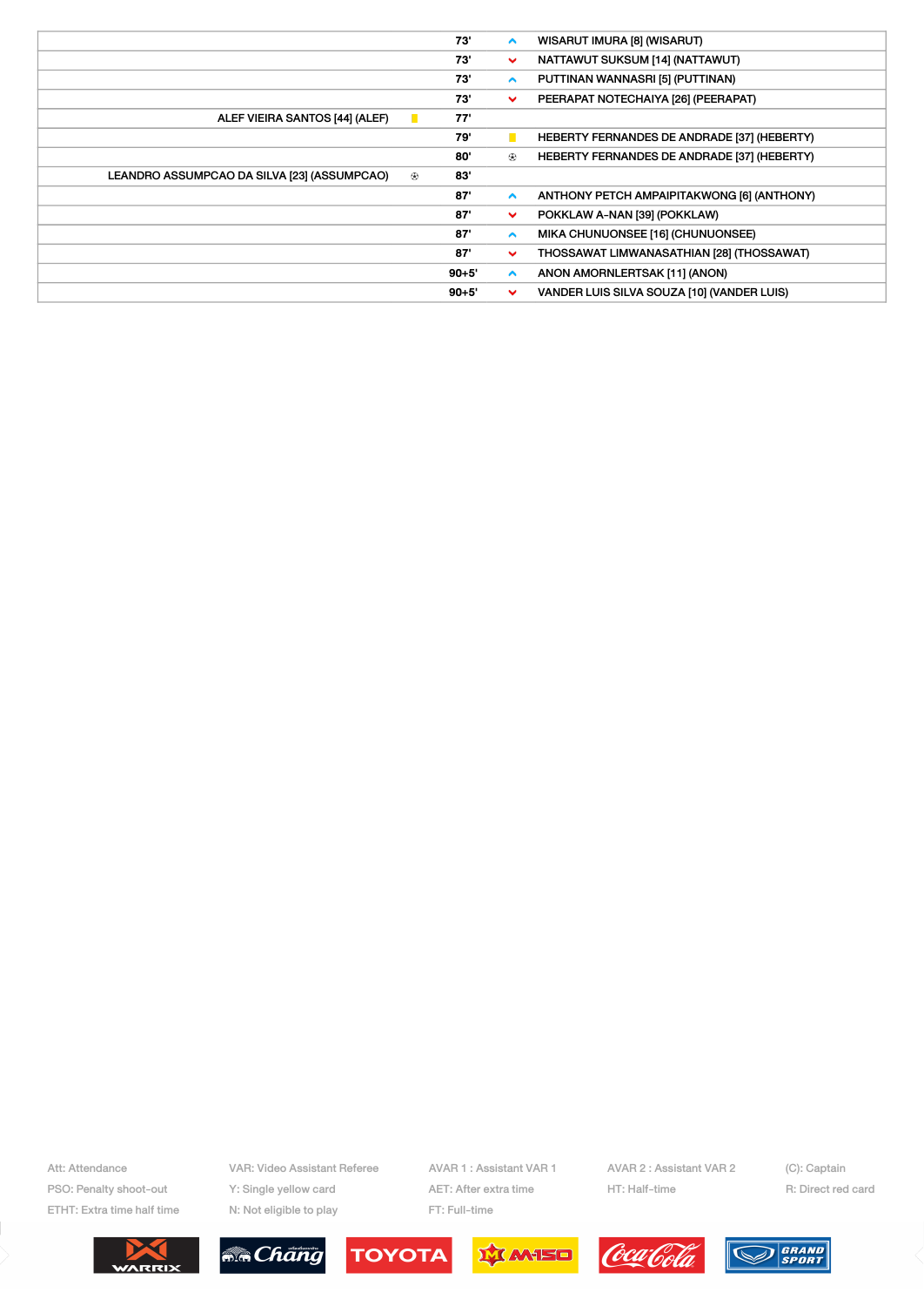| | | | | |
|---|---|---|---|---|
| | | 73' | ^ | WISARUT IMURA [8] (WISARUT) |
| | | 73' | v | NATTAWUT SUKSUM [14] (NATTAWUT) |
| | | 73' | ^ | PUTTINAN WANNASRI [5] (PUTTINAN) |
| | | 73' | v | PEERAPAT NOTECHAIYA [26] (PEERAPAT) |
| ALEF VIEIRA SANTOS [44] (ALEF) | Y | 77' | | |
| | | 79' | Y | HEBERTY FERNANDES DE ANDRADE [37] (HEBERTY) |
| | | 80' | ⚽ | HEBERTY FERNANDES DE ANDRADE [37] (HEBERTY) |
| LEANDRO ASSUMPCAO DA SILVA [23] (ASSUMPCAO) | ⚽ | 83' | | |
| | | 87' | ^ | ANTHONY PETCH AMPAIPITAKWONG [6] (ANTHONY) |
| | | 87' | v | POKKLAW A-NAN [39] (POKKLAW) |
| | | 87' | ^ | MIKA CHUNUONSEE [16] (CHUNUONSEE) |
| | | 87' | v | THOSSAWAT LIMWANASATHIAN [28] (THOSSAWAT) |
| | | 90+5' | ^ | ANON AMORNLERTSAK [11] (ANON) |
| | | 90+5' | v | VANDER LUIS SILVA SOUZA [10] (VANDER LUIS) |

Att: Attendance
VAR: Video Assistant Referee
AVAR 1 : Assistant VAR 1
AVAR 2 : Assistant VAR 2
(C): Captain
PSO: Penalty shoot-out
Y: Single yellow card
AET: After extra time
HT: Half-time
R: Direct red card
ETHT: Extra time half time
N: Not eligible to play
FT: Full-time